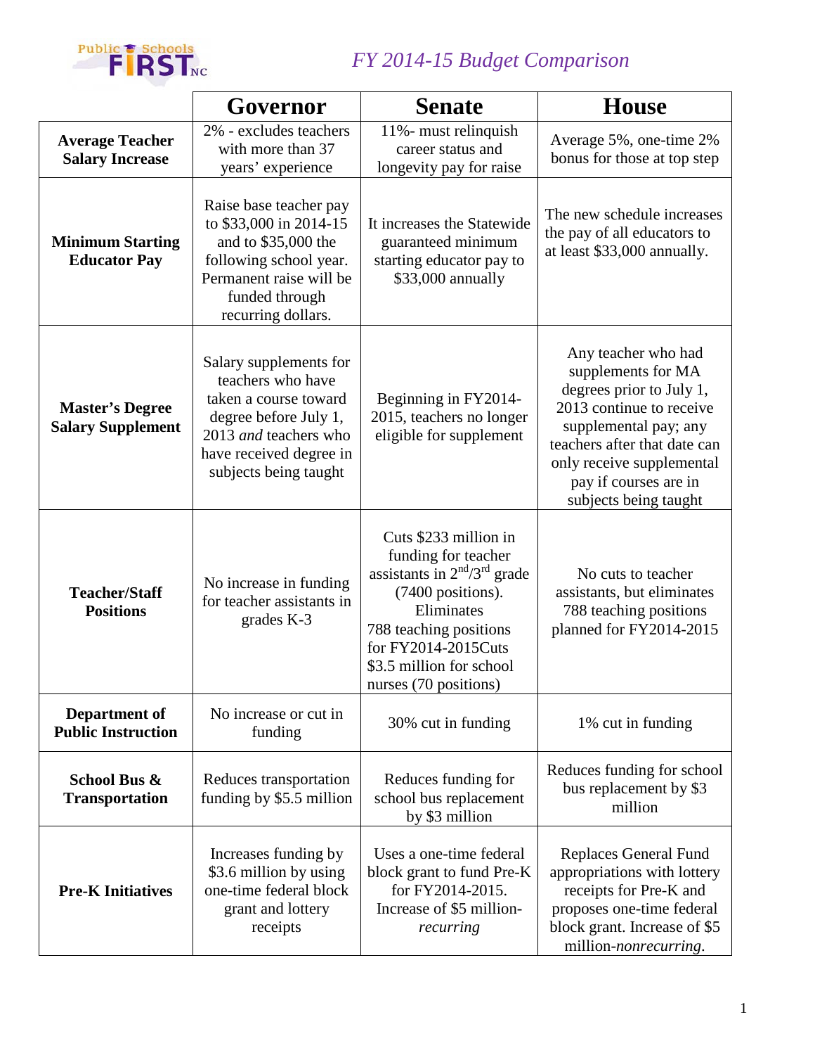# FY 2014-15 Budget Comparison

| | Governor | Senate | House |
|---|---|---|---|
| **Average Teacher Salary Increase** | 2% - excludes teachers with more than 37 years' experience | 11%- must relinquish career status and longevity pay for raise | Average 5%, one-time 2% bonus for those at top step |
| **Minimum Starting Educator Pay** | Raise base teacher pay to $33,000 in 2014-15 and to $35,000 the following school year. Permanent raise will be funded through recurring dollars. | It increases the Statewide guaranteed minimum starting educator pay to $33,000 annually | The new schedule increases the pay of all educators to at least $33,000 annually. |
| **Master's Degree Salary Supplement** | Salary supplements for teachers who have taken a course toward degree before July 1, 2013 *and* teachers who have received degree in subjects being taught | Beginning in FY2014-2015, teachers no longer eligible for supplement | Any teacher who had supplements for MA degrees prior to July 1, 2013 continue to receive supplemental pay; any teachers after that date can only receive supplemental pay if courses are in subjects being taught |
| **Teacher/Staff Positions** | No increase in funding for teacher assistants in grades K-3 | Cuts $233 million in funding for teacher assistants in 2nd/3rd grade (7400 positions). Eliminates 788 teaching positions for FY2014-2015Cuts $3.5 million for school nurses (70 positions) | No cuts to teacher assistants, but eliminates 788 teaching positions planned for FY2014-2015 |
| **Department of Public Instruction** | No increase or cut in funding | 30% cut in funding | 1% cut in funding |
| **School Bus & Transportation** | Reduces transportation funding by $5.5 million | Reduces funding for school bus replacement by $3 million | Reduces funding for school bus replacement by $3 million |
| **Pre-K Initiatives** | Increases funding by $3.6 million by using one-time federal block grant and lottery receipts | Uses a one-time federal block grant to fund Pre-K for FY2014-2015. Increase of $5 million-*recurring* | Replaces General Fund appropriations with lottery receipts for Pre-K and proposes one-time federal block grant. Increase of $5 million-*nonrecurring*. |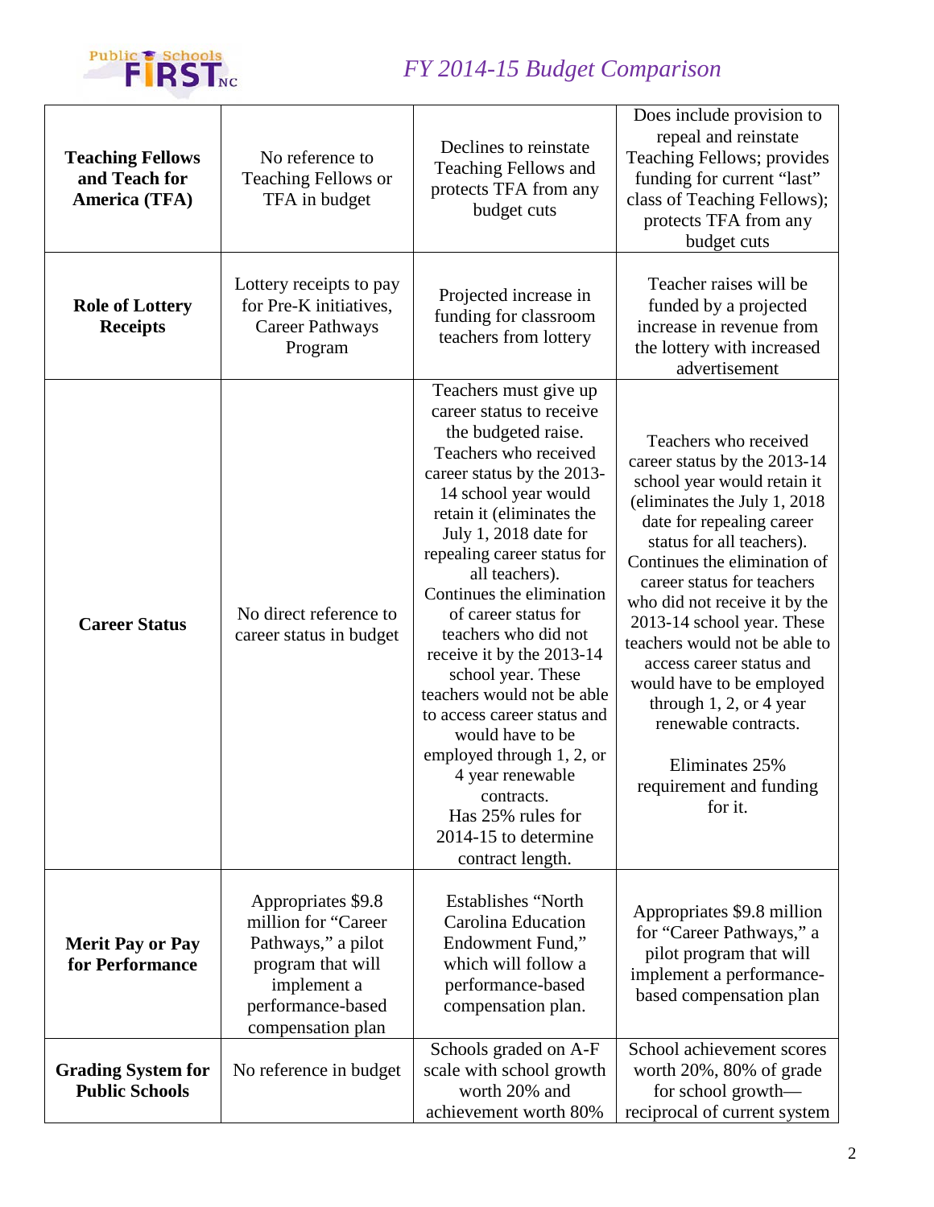# FY 2014-15 Budget Comparison

| | | | |
|---|---|---|---|
| **Teaching Fellows and Teach for America (TFA)** | No reference to Teaching Fellows or TFA in budget | Declines to reinstate Teaching Fellows and protects TFA from any budget cuts | Does include provision to repeal and reinstate Teaching Fellows; provides funding for current "last" class of Teaching Fellows); protects TFA from any budget cuts |
| **Role of Lottery Receipts** | Lottery receipts to pay for Pre-K initiatives, Career Pathways Program | Projected increase in funding for classroom teachers from lottery | Teacher raises will be funded by a projected increase in revenue from the lottery with increased advertisement |
| **Career Status** | No direct reference to career status in budget | Teachers must give up career status to receive the budgeted raise. Teachers who received career status by the 2013-14 school year would retain it (eliminates the July 1, 2018 date for repealing career status for all teachers). Continues the elimination of career status for teachers who did not receive it by the 2013-14 school year. These teachers would not be able to access career status and would have to be employed through 1, 2, or 4 year renewable contracts. Has 25% rules for 2014-15 to determine contract length. | Teachers who received career status by the 2013-14 school year would retain it (eliminates the July 1, 2018 date for repealing career status for all teachers). Continues the elimination of career status for teachers who did not receive it by the 2013-14 school year. These teachers would not be able to access career status and would have to be employed through 1, 2, or 4 year renewable contracts. Eliminates 25% requirement and funding for it. |
| **Merit Pay or Pay for Performance** | Appropriates $9.8 million for "Career Pathways," a pilot program that will implement a performance-based compensation plan | Establishes "North Carolina Education Endowment Fund," which will follow a performance-based compensation plan. | Appropriates $9.8 million for "Career Pathways," a pilot program that will implement a performance-based compensation plan |
| **Grading System for Public Schools** | No reference in budget | Schools graded on A-F scale with school growth worth 20% and achievement worth 80% | School achievement scores worth 20%, 80% of grade for school growth—reciprocal of current system |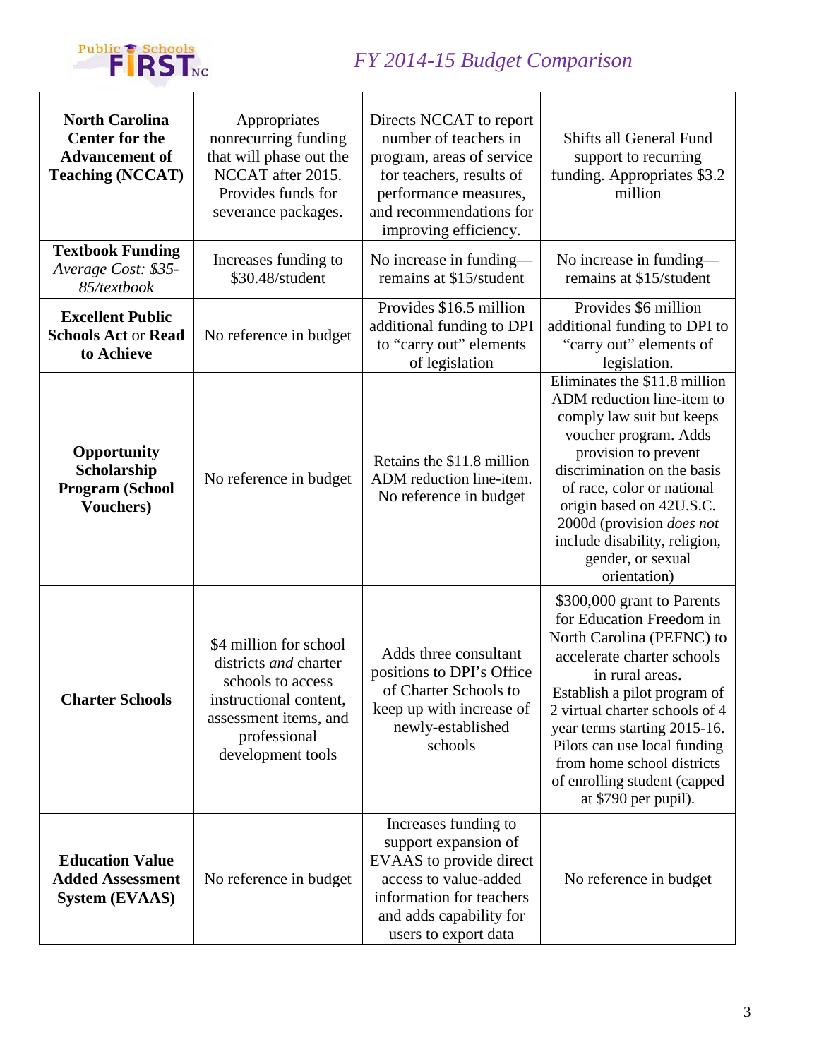# FY 2014-15 Budget Comparison

| | | | |
|---|---|---|---|
| **North Carolina Center for the Advancement of Teaching (NCCAT)** | Appropriates nonrecurring funding that will phase out the NCCAT after 2015. Provides funds for severance packages. | Directs NCCAT to report number of teachers in program, areas of service for teachers, results of performance measures, and recommendations for improving efficiency. | Shifts all General Fund support to recurring funding. Appropriates $3.2 million |
| **Textbook Funding** *Average Cost: $35-85/textbook* | Increases funding to $30.48/student | No increase in funding—remains at $15/student | No increase in funding—remains at $15/student |
| **Excellent Public Schools Act** or **Read to Achieve** | No reference in budget | Provides $16.5 million additional funding to DPI to "carry out" elements of legislation | Provides $6 million additional funding to DPI to "carry out" elements of legislation. |
| **Opportunity Scholarship Program (School Vouchers)** | No reference in budget | Retains the $11.8 million ADM reduction line-item. No reference in budget | Eliminates the $11.8 million ADM reduction line-item to comply law suit but keeps voucher program. Adds provision to prevent discrimination on the basis of race, color or national origin based on 42U.S.C. 2000d (provision *does not* include disability, religion, gender, or sexual orientation) |
| **Charter Schools** | $4 million for school districts *and* charter schools to access instructional content, assessment items, and professional development tools | Adds three consultant positions to DPI's Office of Charter Schools to keep up with increase of newly-established schools | $300,000 grant to Parents for Education Freedom in North Carolina (PEFNC) to accelerate charter schools in rural areas. Establish a pilot program of 2 virtual charter schools of 4 year terms starting 2015-16. Pilots can use local funding from home school districts of enrolling student (capped at $790 per pupil). |
| **Education Value Added Assessment System (EVAAS)** | No reference in budget | Increases funding to support expansion of EVAAS to provide direct access to value-added information for teachers and adds capability for users to export data | No reference in budget |